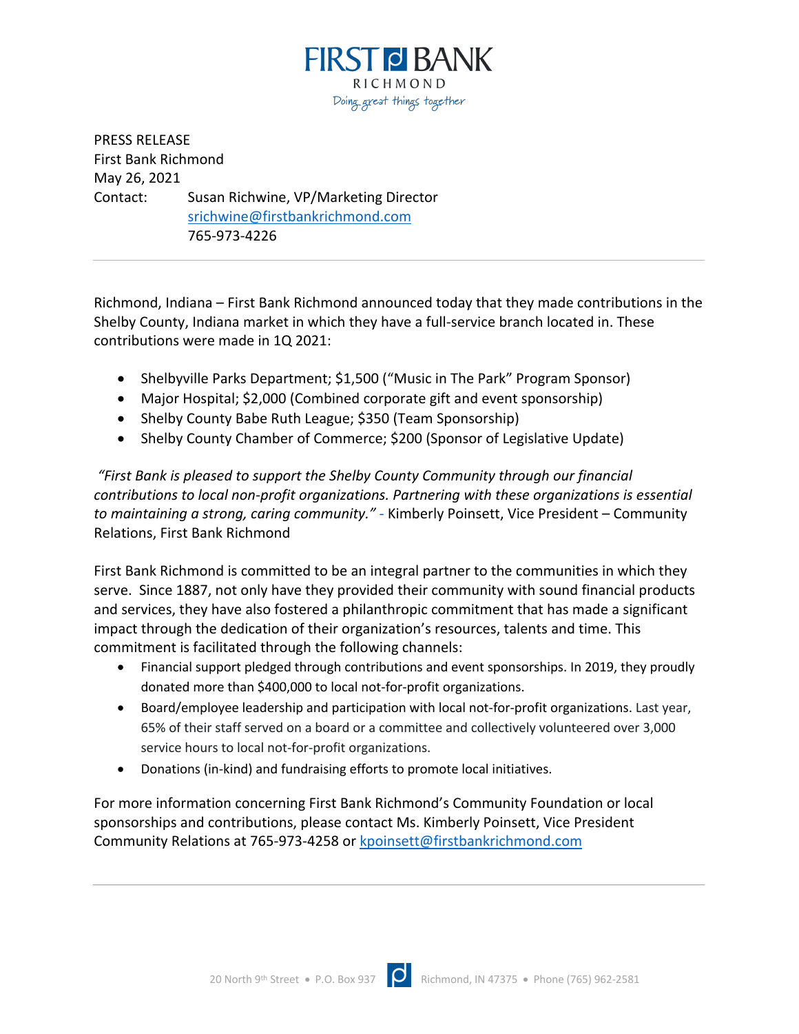FIRST BANK
RICHMOND
Doing great things together

PRESS RELEASE
First Bank Richmond
May 26, 2021
Contact: Susan Richwine, VP/Marketing Director
srichwine@firstbankrichmond.com
765-973-4226

---

Richmond, Indiana – First Bank Richmond announced today that they made contributions in the Shelby County, Indiana market in which they have a full-service branch located in. These contributions were made in 1Q 2021:

- Shelbyville Parks Department; $1,500 ("Music in The Park" Program Sponsor)
- Major Hospital; $2,000 (Combined corporate gift and event sponsorship)
- Shelby County Babe Ruth League; $350 (Team Sponsorship)
- Shelby County Chamber of Commerce; $200 (Sponsor of Legislative Update)

*"First Bank is pleased to support the Shelby County Community through our financial contributions to local non-profit organizations. Partnering with these organizations is essential to maintaining a strong, caring community."* - Kimberly Poinsett, Vice President – Community Relations, First Bank Richmond

First Bank Richmond is committed to be an integral partner to the communities in which they serve. Since 1887, not only have they provided their community with sound financial products and services, they have also fostered a philanthropic commitment that has made a significant impact through the dedication of their organization's resources, talents and time. This commitment is facilitated through the following channels:

- Financial support pledged through contributions and event sponsorships. In 2019, they proudly donated more than $400,000 to local not-for-profit organizations.
- Board/employee leadership and participation with local not-for-profit organizations. Last year, 65% of their staff served on a board or a committee and collectively volunteered over 3,000 service hours to local not-for-profit organizations.
- Donations (in-kind) and fundraising efforts to promote local initiatives.

For more information concerning First Bank Richmond's Community Foundation or local sponsorships and contributions, please contact Ms. Kimberly Poinsett, Vice President Community Relations at 765-973-4258 or kpoinsett@firstbankrichmond.com

---

20 North 9th Street • P.O. Box 937 Richmond, IN 47375 • Phone (765) 962-2581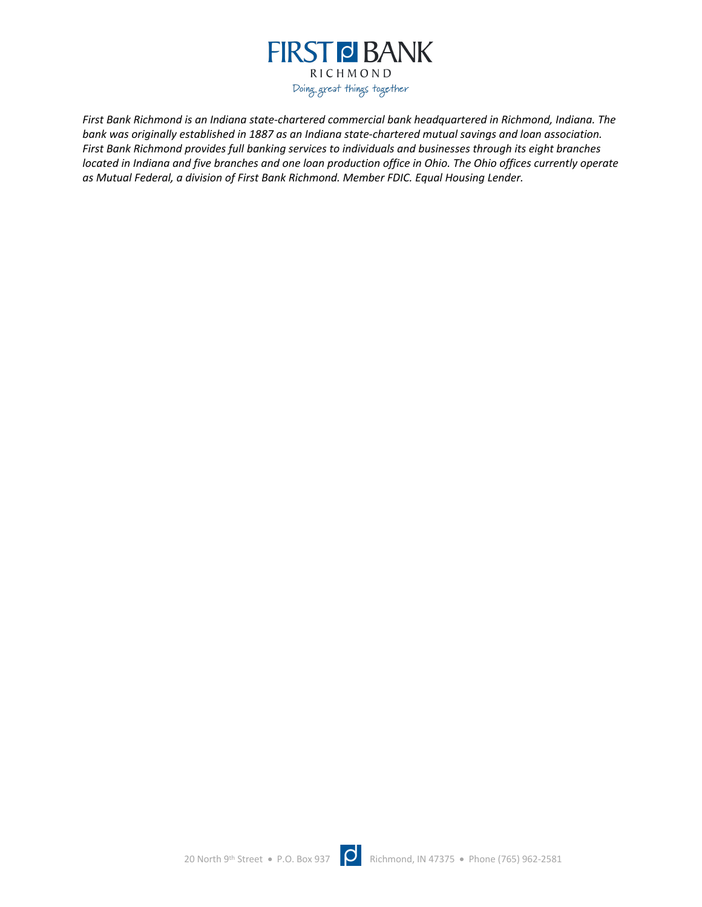FIRST BANK

RICHMOND

Doing great things together

*First Bank Richmond is an Indiana state-chartered commercial bank headquartered in Richmond, Indiana. The bank was originally established in 1887 as an Indiana state-chartered mutual savings and loan association. First Bank Richmond provides full banking services to individuals and businesses through its eight branches located in Indiana and five branches and one loan production office in Ohio. The Ohio offices currently operate as Mutual Federal, a division of First Bank Richmond. Member FDIC. Equal Housing Lender.*

20 North 9th Street • P.O. Box 937 Richmond, IN 47375 • Phone (765) 962-2581